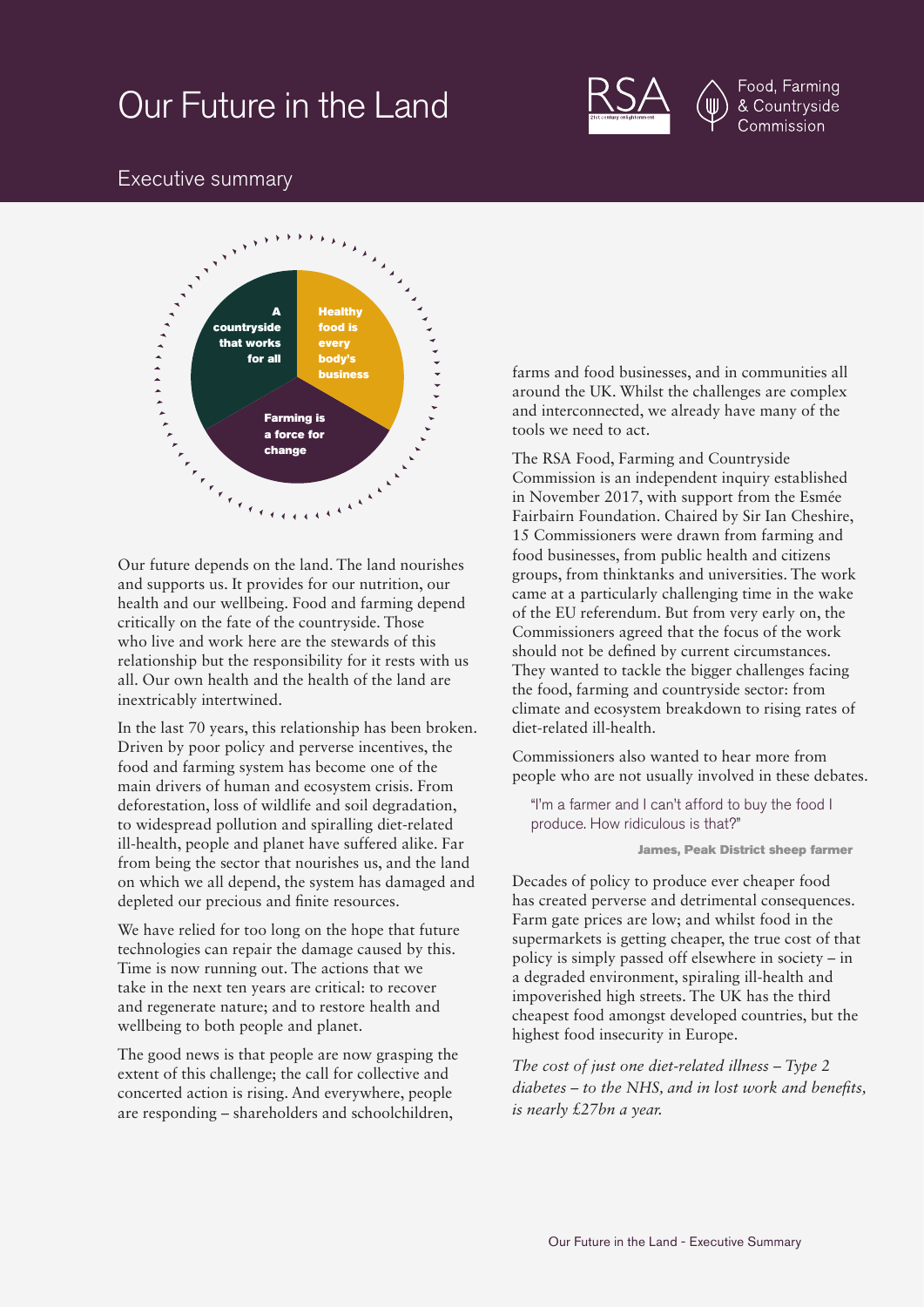# Our Future in the Land

RSA 21st century enlightenment

Food, Farming & Countryside Commission

## Executive summary

A countryside that works for all

Healthy food is every body's business

Farming is a force for change

Our future depends on the land. The land nourishes and supports us. It provides for our nutrition, our health and our wellbeing. Food and farming depend critically on the fate of the countryside. Those who live and work here are the stewards of this relationship but the responsibility for it rests with us all. Our own health and the health of the land are inextricably intertwined.

In the last 70 years, this relationship has been broken. Driven by poor policy and perverse incentives, the food and farming system has become one of the main drivers of human and ecosystem crisis. From deforestation, loss of wildlife and soil degradation, to widespread pollution and spiralling diet-related ill-health, people and planet have suffered alike. Far from being the sector that nourishes us, and the land on which we all depend, the system has damaged and depleted our precious and finite resources.

We have relied for too long on the hope that future technologies can repair the damage caused by this. Time is now running out. The actions that we take in the next ten years are critical: to recover and regenerate nature; and to restore health and wellbeing to both people and planet.

The good news is that people are now grasping the extent of this challenge; the call for collective and concerted action is rising. And everywhere, people are responding – shareholders and schoolchildren, farms and food businesses, and in communities all around the UK. Whilst the challenges are complex and interconnected, we already have many of the tools we need to act.

The RSA Food, Farming and Countryside Commission is an independent inquiry established in November 2017, with support from the Esmée Fairbairn Foundation. Chaired by Sir Ian Cheshire, 15 Commissioners were drawn from farming and food businesses, from public health and citizens groups, from thinktanks and universities. The work came at a particularly challenging time in the wake of the EU referendum. But from very early on, the Commissioners agreed that the focus of the work should not be defined by current circumstances. They wanted to tackle the bigger challenges facing the food, farming and countryside sector: from climate and ecosystem breakdown to rising rates of diet-related ill-health.

Commissioners also wanted to hear more from people who are not usually involved in these debates.

> "I'm a farmer and I can't afford to buy the food I produce. How ridiculous is that?"
>
> **James, Peak District sheep farmer**

Decades of policy to produce ever cheaper food has created perverse and detrimental consequences. Farm gate prices are low; and whilst food in the supermarkets is getting cheaper, the true cost of that policy is simply passed off elsewhere in society – in a degraded environment, spiraling ill-health and impoverished high streets. The UK has the third cheapest food amongst developed countries, but the highest food insecurity in Europe.

*The cost of just one diet-related illness – Type 2 diabetes – to the NHS, and in lost work and benefits, is nearly £27bn a year.*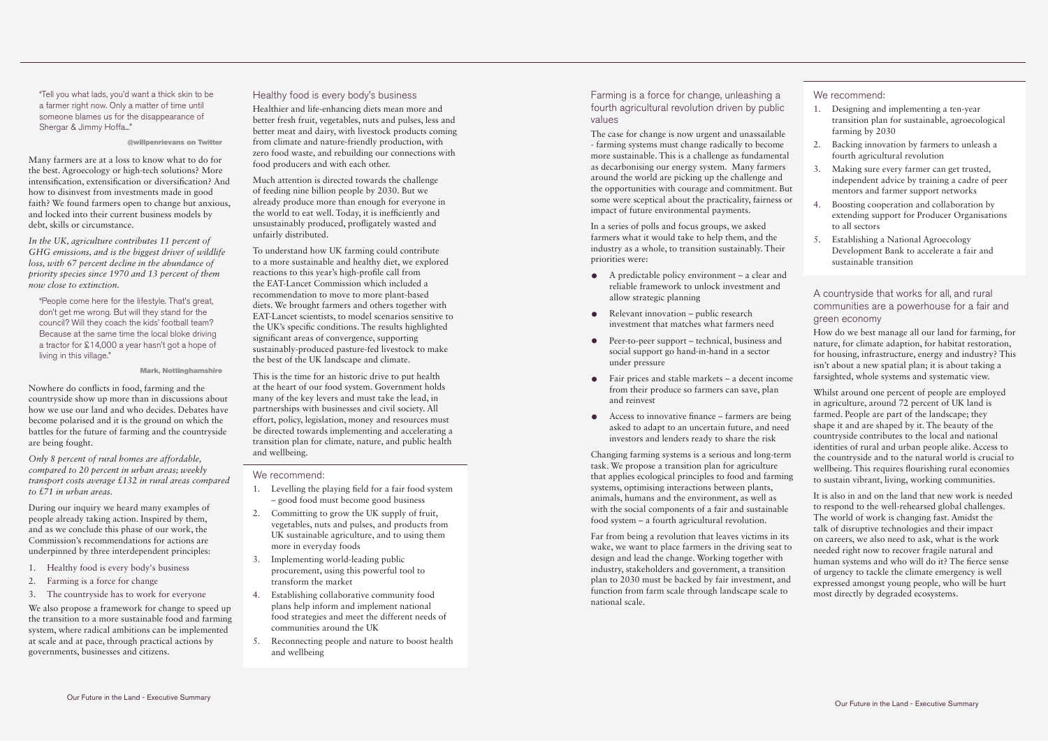"Tell you what lads, you'd want a thick skin to be a farmer right now. Only a matter of time until someone blames us for the disappearance of Shergar & Jimmy Hoffa..."

**@willpenrievans on Twitter**

Many farmers are at a loss to know what to do for the best. Agroecology or high-tech solutions? More intensification, extensification or diversification? And how to disinvest from investments made in good faith? We found farmers open to change but anxious, and locked into their current business models by debt, skills or circumstance.

*In the UK, agriculture contributes 11 percent of GHG emissions, and is the biggest driver of wildlife loss, with 67 percent decline in the abundance of priority species since 1970 and 13 percent of them now close to extinction.*

"People come here for the lifestyle. That's great, don't get me wrong. But will they stand for the council? Will they coach the kids' football team? Because at the same time the local bloke driving a tractor for £14,000 a year hasn't got a hope of living in this village."

**Mark, Nottinghamshire**

Nowhere do conflicts in food, farming and the countryside show up more than in discussions about how we use our land and who decides. Debates have become polarised and it is the ground on which the battles for the future of farming and the countryside are being fought.

*Only 8 percent of rural homes are affordable, compared to 20 percent in urban areas; weekly transport costs average £132 in rural areas compared to £71 in urban areas.*

During our inquiry we heard many examples of people already taking action. Inspired by them, and as we conclude this phase of our work, the Commission's recommendations for actions are underpinned by three interdependent principles:

1. Healthy food is every body's business
2. Farming is a force for change
3. The countryside has to work for everyone

We also propose a framework for change to speed up the transition to a more sustainable food and farming system, where radical ambitions can be implemented at scale and at pace, through practical actions by governments, businesses and citizens.

## Healthy food is every body's business

Healthier and life-enhancing diets mean more and better fresh fruit, vegetables, nuts and pulses, less and better meat and dairy, with livestock products coming from climate and nature-friendly production, with zero food waste, and rebuilding our connections with food producers and with each other.

Much attention is directed towards the challenge of feeding nine billion people by 2030. But we already produce more than enough for everyone in the world to eat well. Today, it is inefficiently and unsustainably produced, profligately wasted and unfairly distributed.

To understand how UK farming could contribute to a more sustainable and healthy diet, we explored reactions to this year's high-profile call from the EAT-Lancet Commission which included a recommendation to move to more plant-based diets. We brought farmers and others together with EAT-Lancet scientists, to model scenarios sensitive to the UK's specific conditions. The results highlighted significant areas of convergence, supporting sustainably-produced pasture-fed livestock to make the best of the UK landscape and climate.

This is the time for an historic drive to put health at the heart of our food system. Government holds many of the key levers and must take the lead, in partnerships with businesses and civil society. All effort, policy, legislation, money and resources must be directed towards implementing and accelerating a transition plan for climate, nature, and public health and wellbeing.

### We recommend:

1. Levelling the playing field for a fair food system – good food must become good business
2. Committing to grow the UK supply of fruit, vegetables, nuts and pulses, and products from UK sustainable agriculture, and to using them more in everyday foods
3. Implementing world-leading public procurement, using this powerful tool to transform the market
4. Establishing collaborative community food plans help inform and implement national food strategies and meet the different needs of communities around the UK
5. Reconnecting people and nature to boost health and wellbeing

## Farming is a force for change, unleashing a fourth agricultural revolution driven by public values

The case for change is now urgent and unassailable - farming systems must change radically to become more sustainable. This is a challenge as fundamental as decarbonising our energy system. Many farmers around the world are picking up the challenge and the opportunities with courage and commitment. But some were sceptical about the practicality, fairness or impact of future environmental payments.

In a series of polls and focus groups, we asked farmers what it would take to help them, and the industry as a whole, to transition sustainably. Their priorities were:

- A predictable policy environment – a clear and reliable framework to unlock investment and allow strategic planning
- Relevant innovation – public research investment that matches what farmers need
- Peer-to-peer support – technical, business and social support go hand-in-hand in a sector under pressure
- Fair prices and stable markets – a decent income from their produce so farmers can save, plan and reinvest
- Access to innovative finance – farmers are being asked to adapt to an uncertain future, and need investors and lenders ready to share the risk

Changing farming systems is a serious and long-term task. We propose a transition plan for agriculture that applies ecological principles to food and farming systems, optimising interactions between plants, animals, humans and the environment, as well as with the social components of a fair and sustainable food system – a fourth agricultural revolution.

Far from being a revolution that leaves victims in its wake, we want to place farmers in the driving seat to design and lead the change. Working together with industry, stakeholders and government, a transition plan to 2030 must be backed by fair investment, and function from farm scale through landscape scale to national scale.

### We recommend:

1. Designing and implementing a ten-year transition plan for sustainable, agroecological farming by 2030
2. Backing innovation by farmers to unleash a fourth agricultural revolution
3. Making sure every farmer can get trusted, independent advice by training a cadre of peer mentors and farmer support networks
4. Boosting cooperation and collaboration by extending support for Producer Organisations to all sectors
5. Establishing a National Agroecology Development Bank to accelerate a fair and sustainable transition

## A countryside that works for all, and rural communities are a powerhouse for a fair and green economy

How do we best manage all our land for farming, for nature, for climate adaption, for habitat restoration, for housing, infrastructure, energy and industry? This isn't about a new spatial plan; it is about taking a farsighted, whole systems and systematic view.

Whilst around one percent of people are employed in agriculture, around 72 percent of UK land is farmed. People are part of the landscape; they shape it and are shaped by it. The beauty of the countryside contributes to the local and national identities of rural and urban people alike. Access to the countryside and to the natural world is crucial to wellbeing. This requires flourishing rural economies to sustain vibrant, living, working communities.

It is also in and on the land that new work is needed to respond to the well-rehearsed global challenges. The world of work is changing fast. Amidst the talk of disruptive technologies and their impact on careers, we also need to ask, what is the work needed right now to recover fragile natural and human systems and who will do it? The fierce sense of urgency to tackle the climate emergency is well expressed amongst young people, who will be hurt most directly by degraded ecosystems.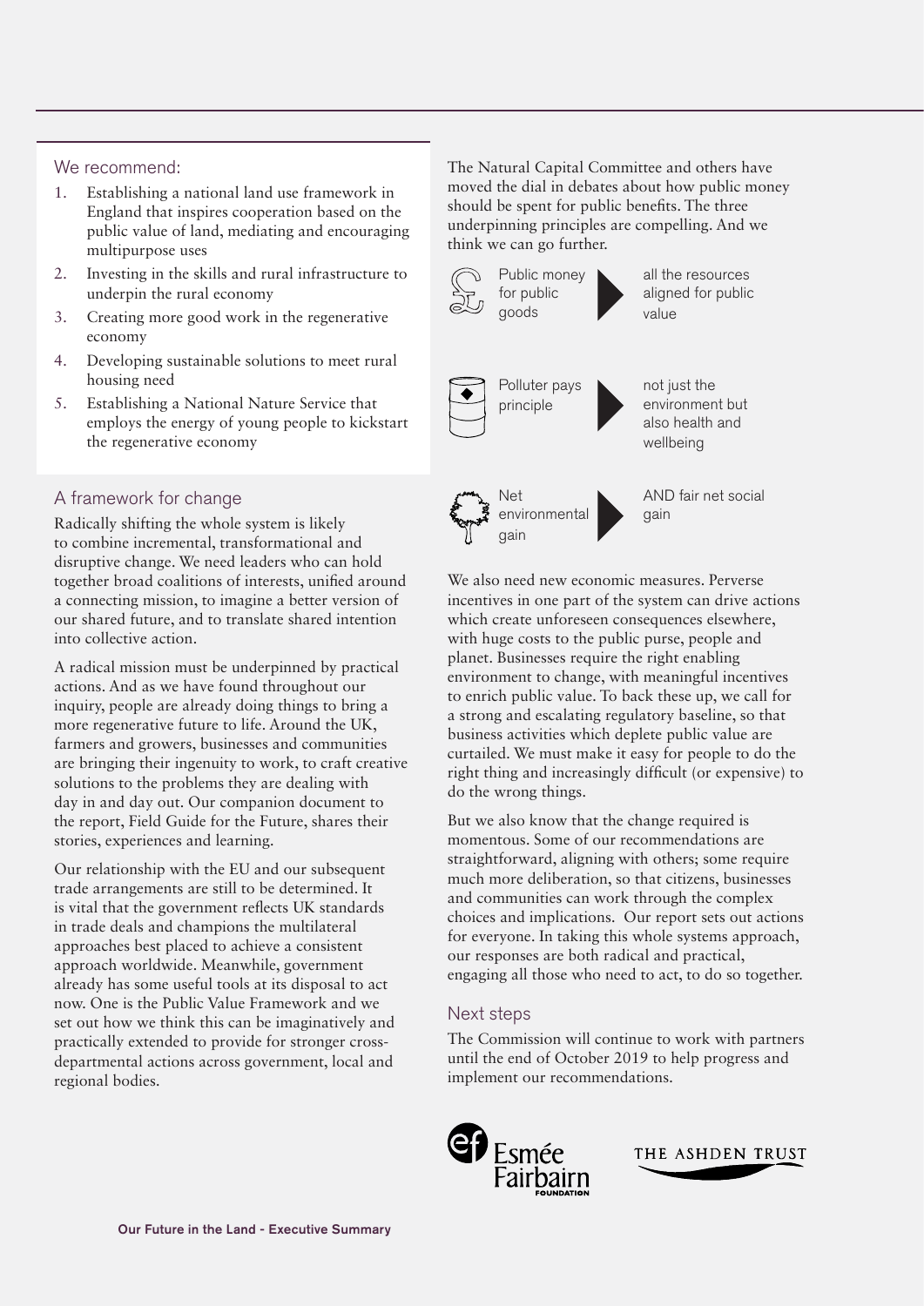## We recommend:

1. Establishing a national land use framework in England that inspires cooperation based on the public value of land, mediating and encouraging multipurpose uses
2. Investing in the skills and rural infrastructure to underpin the rural economy
3. Creating more good work in the regenerative economy
4. Developing sustainable solutions to meet rural housing need
5. Establishing a National Nature Service that employs the energy of young people to kickstart the regenerative economy

## A framework for change

Radically shifting the whole system is likely to combine incremental, transformational and disruptive change. We need leaders who can hold together broad coalitions of interests, unified around a connecting mission, to imagine a better version of our shared future, and to translate shared intention into collective action.

A radical mission must be underpinned by practical actions. And as we have found throughout our inquiry, people are already doing things to bring a more regenerative future to life. Around the UK, farmers and growers, businesses and communities are bringing their ingenuity to work, to craft creative solutions to the problems they are dealing with day in and day out. Our companion document to the report, Field Guide for the Future, shares their stories, experiences and learning.

Our relationship with the EU and our subsequent trade arrangements are still to be determined. It is vital that the government reflects UK standards in trade deals and champions the multilateral approaches best placed to achieve a consistent approach worldwide. Meanwhile, government already has some useful tools at its disposal to act now. One is the Public Value Framework and we set out how we think this can be imaginatively and practically extended to provide for stronger cross-departmental actions across government, local and regional bodies.

The Natural Capital Committee and others have moved the dial in debates about how public money should be spent for public benefits. The three underpinning principles are compelling. And we think we can go further.

Public money for public goods ▶ all the resources aligned for public value

Polluter pays principle ▶ not just the environment but also health and wellbeing

Net environmental gain ▶ AND fair net social gain

We also need new economic measures. Perverse incentives in one part of the system can drive actions which create unforeseen consequences elsewhere, with huge costs to the public purse, people and planet. Businesses require the right enabling environment to change, with meaningful incentives to enrich public value. To back these up, we call for a strong and escalating regulatory baseline, so that business activities which deplete public value are curtailed. We must make it easy for people to do the right thing and increasingly difficult (or expensive) to do the wrong things.

But we also know that the change required is momentous. Some of our recommendations are straightforward, aligning with others; some require much more deliberation, so that citizens, businesses and communities can work through the complex choices and implications. Our report sets out actions for everyone. In taking this whole systems approach, our responses are both radical and practical, engaging all those who need to act, to do so together.

## Next steps

The Commission will continue to work with partners until the end of October 2019 to help progress and implement our recommendations.

Esmée Fairbairn Foundation

THE ASHDEN TRUST